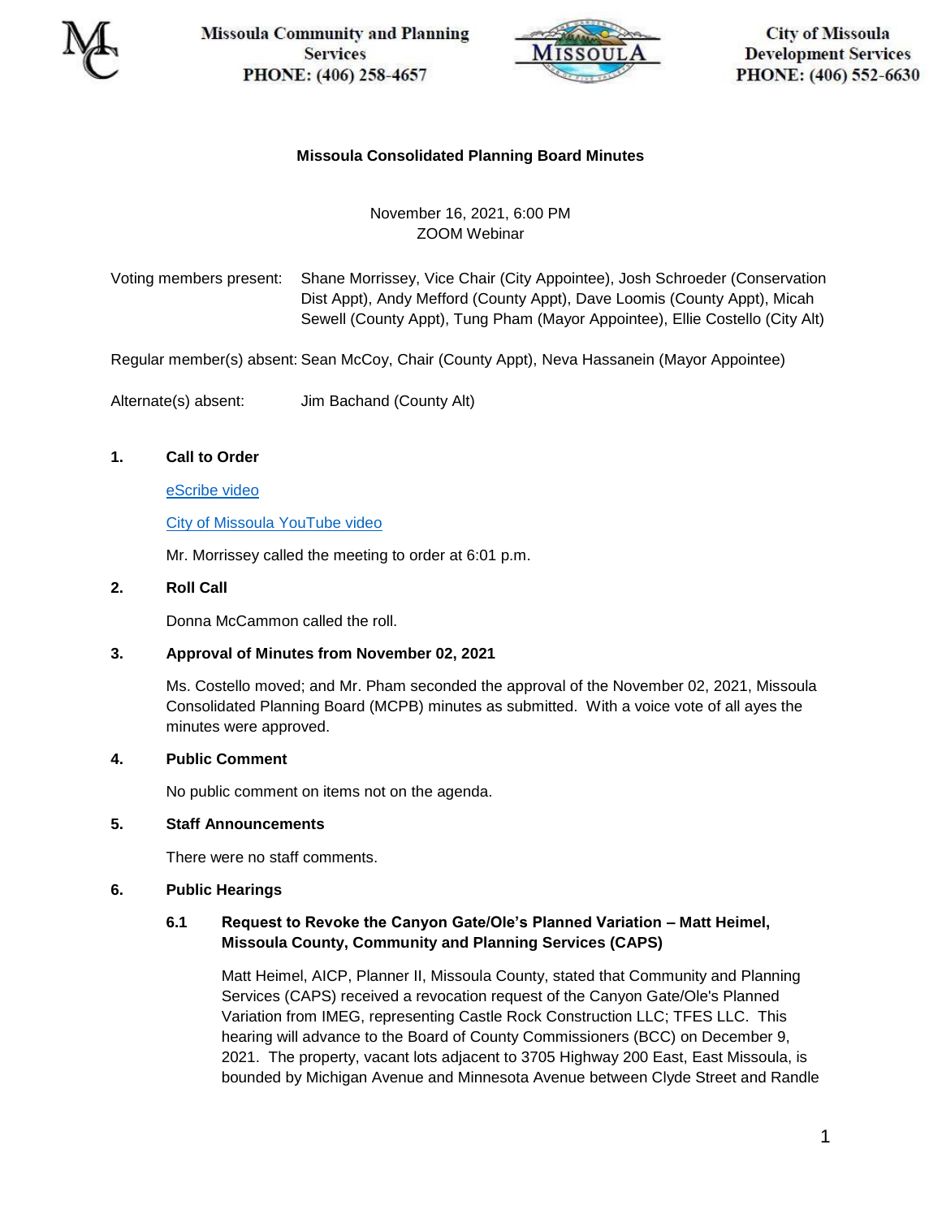Missoula Community and Planning Services
PHONE: (406) 258-4657

City of Missoula
Development Services
PHONE: (406) 552-6630

# Missoula Consolidated Planning Board Minutes

November 16, 2021, 6:00 PM
ZOOM Webinar

Voting members present: Shane Morrissey, Vice Chair (City Appointee), Josh Schroeder (Conservation Dist Appt), Andy Mefford (County Appt), Dave Loomis (County Appt), Micah Sewell (County Appt), Tung Pham (Mayor Appointee), Ellie Costello (City Alt)

Regular member(s) absent: Sean McCoy, Chair (County Appt), Neva Hassanein (Mayor Appointee)

Alternate(s) absent: Jim Bachand (County Alt)

## 1. Call to Order

eScribe video

City of Missoula YouTube video

Mr. Morrissey called the meeting to order at 6:01 p.m.

## 2. Roll Call

Donna McCammon called the roll.

## 3. Approval of Minutes from November 02, 2021

Ms. Costello moved; and Mr. Pham seconded the approval of the November 02, 2021, Missoula Consolidated Planning Board (MCPB) minutes as submitted. With a voice vote of all ayes the minutes were approved.

## 4. Public Comment

No public comment on items not on the agenda.

## 5. Staff Announcements

There were no staff comments.

## 6. Public Hearings

### 6.1 Request to Revoke the Canyon Gate/Ole's Planned Variation – Matt Heimel, Missoula County, Community and Planning Services (CAPS)

Matt Heimel, AICP, Planner II, Missoula County, stated that Community and Planning Services (CAPS) received a revocation request of the Canyon Gate/Ole's Planned Variation from IMEG, representing Castle Rock Construction LLC; TFES LLC. This hearing will advance to the Board of County Commissioners (BCC) on December 9, 2021. The property, vacant lots adjacent to 3705 Highway 200 East, East Missoula, is bounded by Michigan Avenue and Minnesota Avenue between Clyde Street and Randle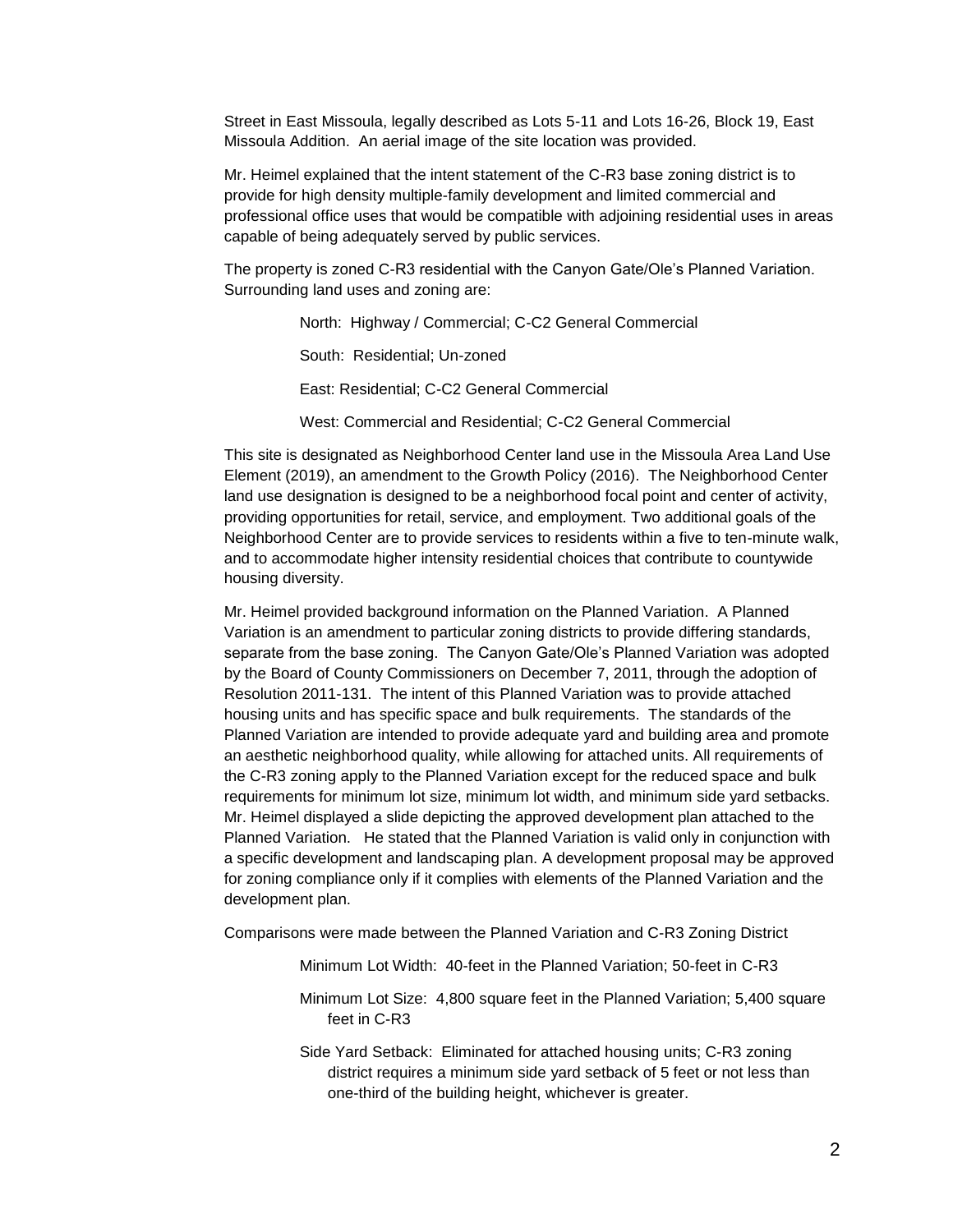Street in East Missoula, legally described as Lots 5-11 and Lots 16-26, Block 19, East Missoula Addition. An aerial image of the site location was provided.

Mr. Heimel explained that the intent statement of the C-R3 base zoning district is to provide for high density multiple-family development and limited commercial and professional office uses that would be compatible with adjoining residential uses in areas capable of being adequately served by public services.

The property is zoned C-R3 residential with the Canyon Gate/Ole's Planned Variation. Surrounding land uses and zoning are:

> North: Highway / Commercial; C-C2 General Commercial
>
> South: Residential; Un-zoned
>
> East: Residential; C-C2 General Commercial
>
> West: Commercial and Residential; C-C2 General Commercial

This site is designated as Neighborhood Center land use in the Missoula Area Land Use Element (2019), an amendment to the Growth Policy (2016). The Neighborhood Center land use designation is designed to be a neighborhood focal point and center of activity, providing opportunities for retail, service, and employment. Two additional goals of the Neighborhood Center are to provide services to residents within a five to ten-minute walk, and to accommodate higher intensity residential choices that contribute to countywide housing diversity.

Mr. Heimel provided background information on the Planned Variation. A Planned Variation is an amendment to particular zoning districts to provide differing standards, separate from the base zoning. The Canyon Gate/Ole's Planned Variation was adopted by the Board of County Commissioners on December 7, 2011, through the adoption of Resolution 2011-131. The intent of this Planned Variation was to provide attached housing units and has specific space and bulk requirements. The standards of the Planned Variation are intended to provide adequate yard and building area and promote an aesthetic neighborhood quality, while allowing for attached units. All requirements of the C-R3 zoning apply to the Planned Variation except for the reduced space and bulk requirements for minimum lot size, minimum lot width, and minimum side yard setbacks. Mr. Heimel displayed a slide depicting the approved development plan attached to the Planned Variation. He stated that the Planned Variation is valid only in conjunction with a specific development and landscaping plan. A development proposal may be approved for zoning compliance only if it complies with elements of the Planned Variation and the development plan.

Comparisons were made between the Planned Variation and C-R3 Zoning District

> Minimum Lot Width: 40-feet in the Planned Variation; 50-feet in C-R3
>
> Minimum Lot Size: 4,800 square feet in the Planned Variation; 5,400 square feet in C-R3
>
> Side Yard Setback: Eliminated for attached housing units; C-R3 zoning district requires a minimum side yard setback of 5 feet or not less than one-third of the building height, whichever is greater.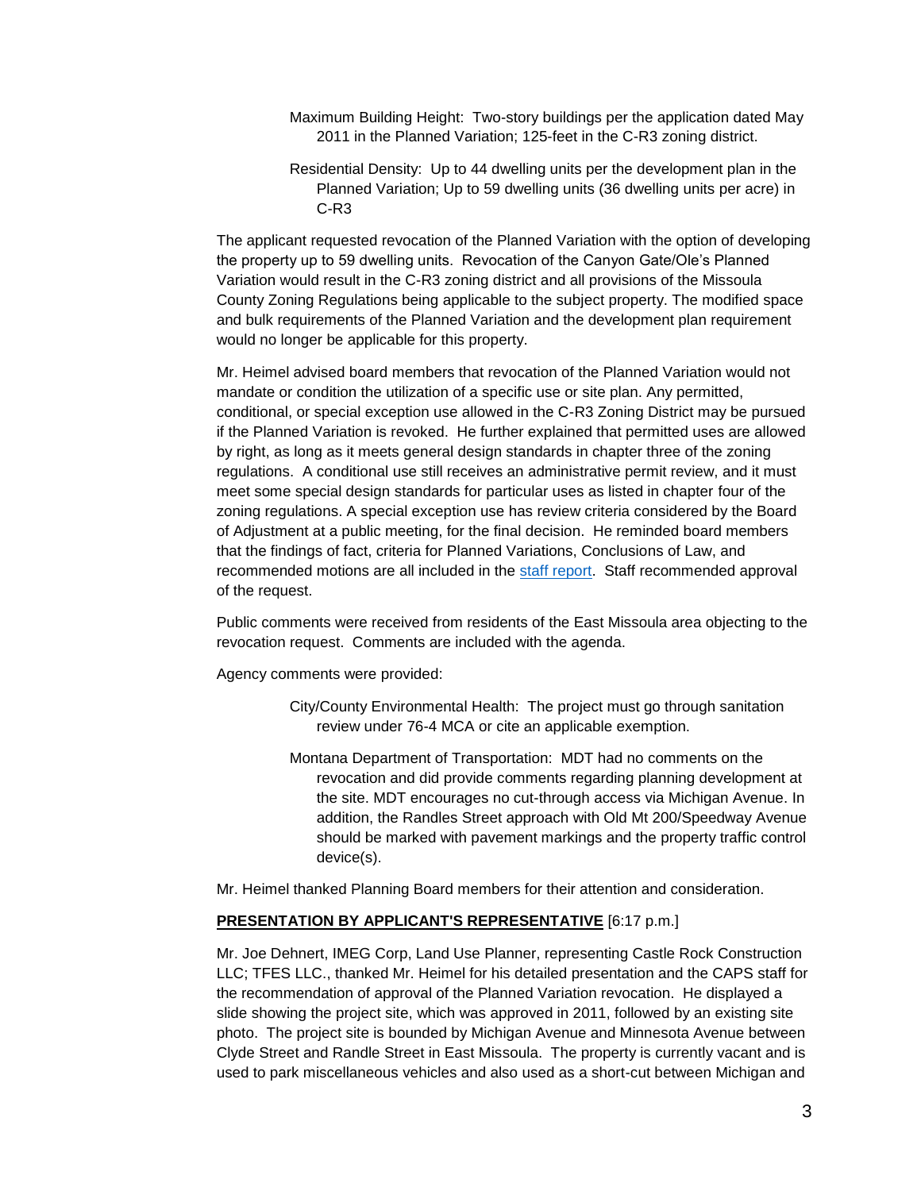Maximum Building Height: Two-story buildings per the application dated May 2011 in the Planned Variation; 125-feet in the C-R3 zoning district.

Residential Density: Up to 44 dwelling units per the development plan in the Planned Variation; Up to 59 dwelling units (36 dwelling units per acre) in C-R3

The applicant requested revocation of the Planned Variation with the option of developing the property up to 59 dwelling units. Revocation of the Canyon Gate/Ole's Planned Variation would result in the C-R3 zoning district and all provisions of the Missoula County Zoning Regulations being applicable to the subject property. The modified space and bulk requirements of the Planned Variation and the development plan requirement would no longer be applicable for this property.

Mr. Heimel advised board members that revocation of the Planned Variation would not mandate or condition the utilization of a specific use or site plan. Any permitted, conditional, or special exception use allowed in the C-R3 Zoning District may be pursued if the Planned Variation is revoked. He further explained that permitted uses are allowed by right, as long as it meets general design standards in chapter three of the zoning regulations. A conditional use still receives an administrative permit review, and it must meet some special design standards for particular uses as listed in chapter four of the zoning regulations. A special exception use has review criteria considered by the Board of Adjustment at a public meeting, for the final decision. He reminded board members that the findings of fact, criteria for Planned Variations, Conclusions of Law, and recommended motions are all included in the staff report. Staff recommended approval of the request.

Public comments were received from residents of the East Missoula area objecting to the revocation request. Comments are included with the agenda.

Agency comments were provided:

City/County Environmental Health: The project must go through sanitation review under 76-4 MCA or cite an applicable exemption.

Montana Department of Transportation: MDT had no comments on the revocation and did provide comments regarding planning development at the site. MDT encourages no cut-through access via Michigan Avenue. In addition, the Randles Street approach with Old Mt 200/Speedway Avenue should be marked with pavement markings and the property traffic control device(s).

Mr. Heimel thanked Planning Board members for their attention and consideration.

**PRESENTATION BY APPLICANT'S REPRESENTATIVE** [6:17 p.m.]

Mr. Joe Dehnert, IMEG Corp, Land Use Planner, representing Castle Rock Construction LLC; TFES LLC., thanked Mr. Heimel for his detailed presentation and the CAPS staff for the recommendation of approval of the Planned Variation revocation. He displayed a slide showing the project site, which was approved in 2011, followed by an existing site photo. The project site is bounded by Michigan Avenue and Minnesota Avenue between Clyde Street and Randle Street in East Missoula. The property is currently vacant and is used to park miscellaneous vehicles and also used as a short-cut between Michigan and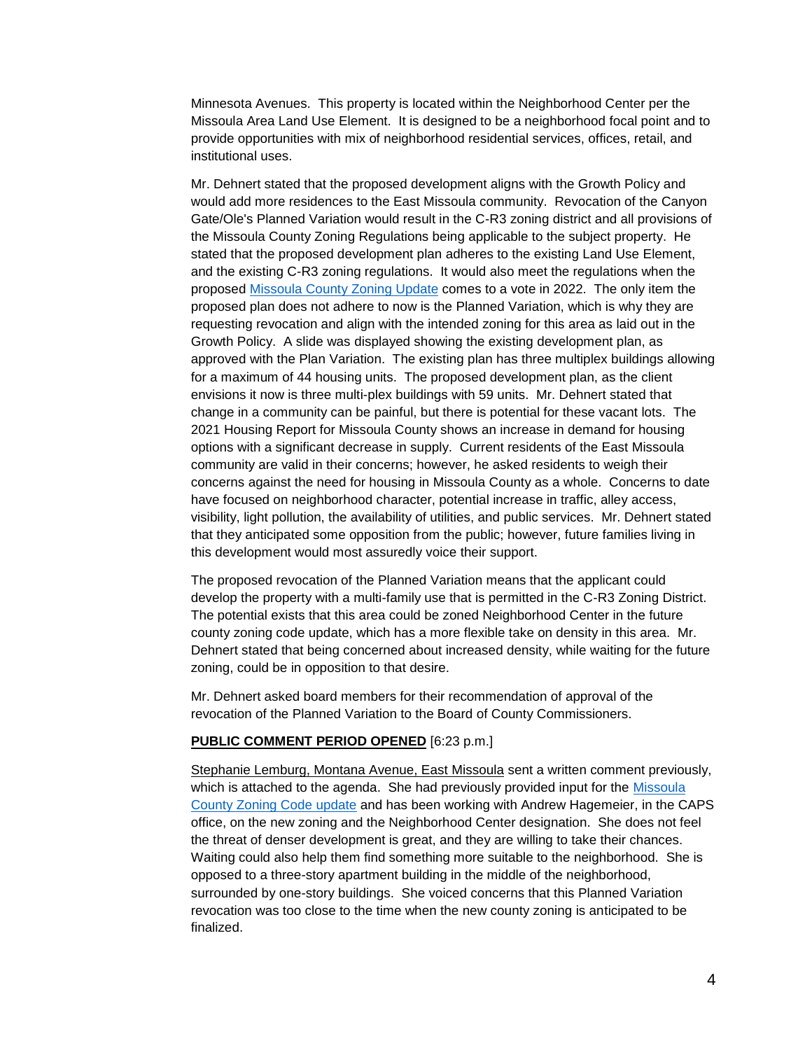Minnesota Avenues. This property is located within the Neighborhood Center per the Missoula Area Land Use Element. It is designed to be a neighborhood focal point and to provide opportunities with mix of neighborhood residential services, offices, retail, and institutional uses.

Mr. Dehnert stated that the proposed development aligns with the Growth Policy and would add more residences to the East Missoula community. Revocation of the Canyon Gate/Ole's Planned Variation would result in the C-R3 zoning district and all provisions of the Missoula County Zoning Regulations being applicable to the subject property. He stated that the proposed development plan adheres to the existing Land Use Element, and the existing C-R3 zoning regulations. It would also meet the regulations when the proposed [Missoula County Zoning Update](#) comes to a vote in 2022. The only item the proposed plan does not adhere to now is the Planned Variation, which is why they are requesting revocation and align with the intended zoning for this area as laid out in the Growth Policy. A slide was displayed showing the existing development plan, as approved with the Plan Variation. The existing plan has three multiplex buildings allowing for a maximum of 44 housing units. The proposed development plan, as the client envisions it now is three multi-plex buildings with 59 units. Mr. Dehnert stated that change in a community can be painful, but there is potential for these vacant lots. The 2021 Housing Report for Missoula County shows an increase in demand for housing options with a significant decrease in supply. Current residents of the East Missoula community are valid in their concerns; however, he asked residents to weigh their concerns against the need for housing in Missoula County as a whole. Concerns to date have focused on neighborhood character, potential increase in traffic, alley access, visibility, light pollution, the availability of utilities, and public services. Mr. Dehnert stated that they anticipated some opposition from the public; however, future families living in this development would most assuredly voice their support.

The proposed revocation of the Planned Variation means that the applicant could develop the property with a multi-family use that is permitted in the C-R3 Zoning District. The potential exists that this area could be zoned Neighborhood Center in the future county zoning code update, which has a more flexible take on density in this area. Mr. Dehnert stated that being concerned about increased density, while waiting for the future zoning, could be in opposition to that desire.

Mr. Dehnert asked board members for their recommendation of approval of the revocation of the Planned Variation to the Board of County Commissioners.

**PUBLIC COMMENT PERIOD OPENED** [6:23 p.m.]

Stephanie Lemburg, Montana Avenue, East Missoula sent a written comment previously, which is attached to the agenda. She had previously provided input for the [Missoula County Zoning Code update](#) and has been working with Andrew Hagemeier, in the CAPS office, on the new zoning and the Neighborhood Center designation. She does not feel the threat of denser development is great, and they are willing to take their chances. Waiting could also help them find something more suitable to the neighborhood. She is opposed to a three-story apartment building in the middle of the neighborhood, surrounded by one-story buildings. She voiced concerns that this Planned Variation revocation was too close to the time when the new county zoning is anticipated to be finalized.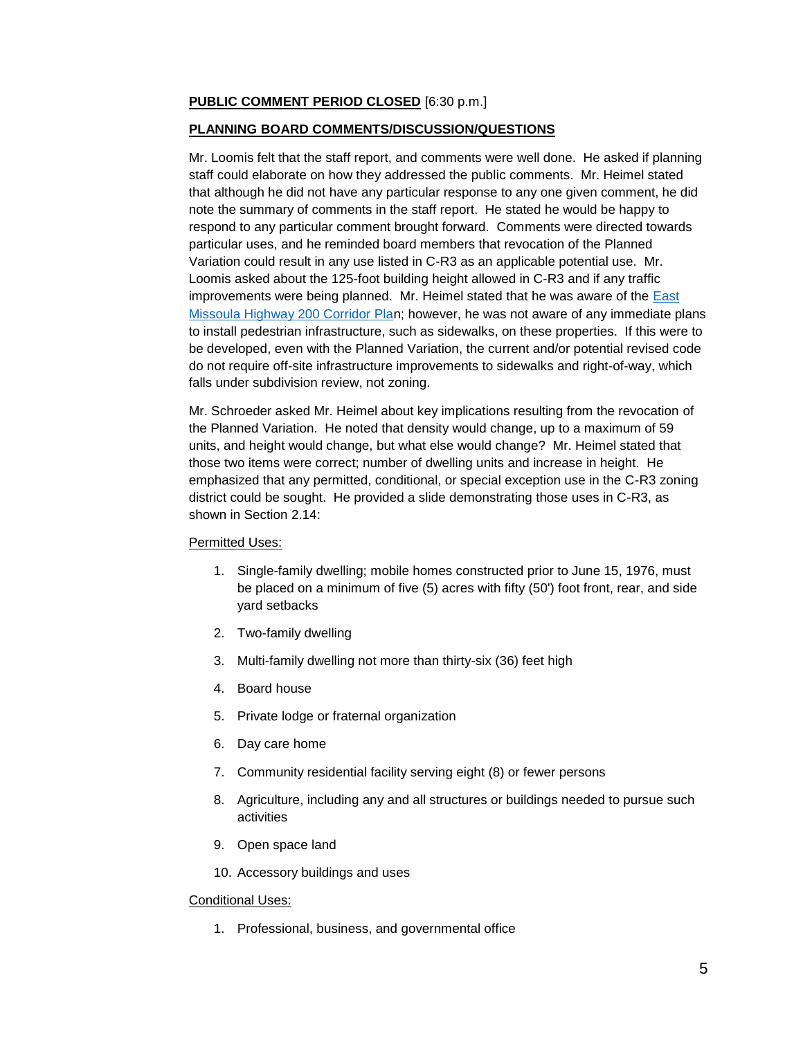**PUBLIC COMMENT PERIOD CLOSED** [6:30 p.m.]

**PLANNING BOARD COMMENTS/DISCUSSION/QUESTIONS**

Mr. Loomis felt that the staff report, and comments were well done. He asked if planning staff could elaborate on how they addressed the public comments. Mr. Heimel stated that although he did not have any particular response to any one given comment, he did note the summary of comments in the staff report. He stated he would be happy to respond to any particular comment brought forward. Comments were directed towards particular uses, and he reminded board members that revocation of the Planned Variation could result in any use listed in C-R3 as an applicable potential use. Mr. Loomis asked about the 125-foot building height allowed in C-R3 and if any traffic improvements were being planned. Mr. Heimel stated that he was aware of the East Missoula Highway 200 Corridor Plan; however, he was not aware of any immediate plans to install pedestrian infrastructure, such as sidewalks, on these properties. If this were to be developed, even with the Planned Variation, the current and/or potential revised code do not require off-site infrastructure improvements to sidewalks and right-of-way, which falls under subdivision review, not zoning.

Mr. Schroeder asked Mr. Heimel about key implications resulting from the revocation of the Planned Variation. He noted that density would change, up to a maximum of 59 units, and height would change, but what else would change? Mr. Heimel stated that those two items were correct; number of dwelling units and increase in height. He emphasized that any permitted, conditional, or special exception use in the C-R3 zoning district could be sought. He provided a slide demonstrating those uses in C-R3, as shown in Section 2.14:

Permitted Uses:

1. Single-family dwelling; mobile homes constructed prior to June 15, 1976, must be placed on a minimum of five (5) acres with fifty (50') foot front, rear, and side yard setbacks
2. Two-family dwelling
3. Multi-family dwelling not more than thirty-six (36) feet high
4. Board house
5. Private lodge or fraternal organization
6. Day care home
7. Community residential facility serving eight (8) or fewer persons
8. Agriculture, including any and all structures or buildings needed to pursue such activities
9. Open space land
10. Accessory buildings and uses

Conditional Uses:

1. Professional, business, and governmental office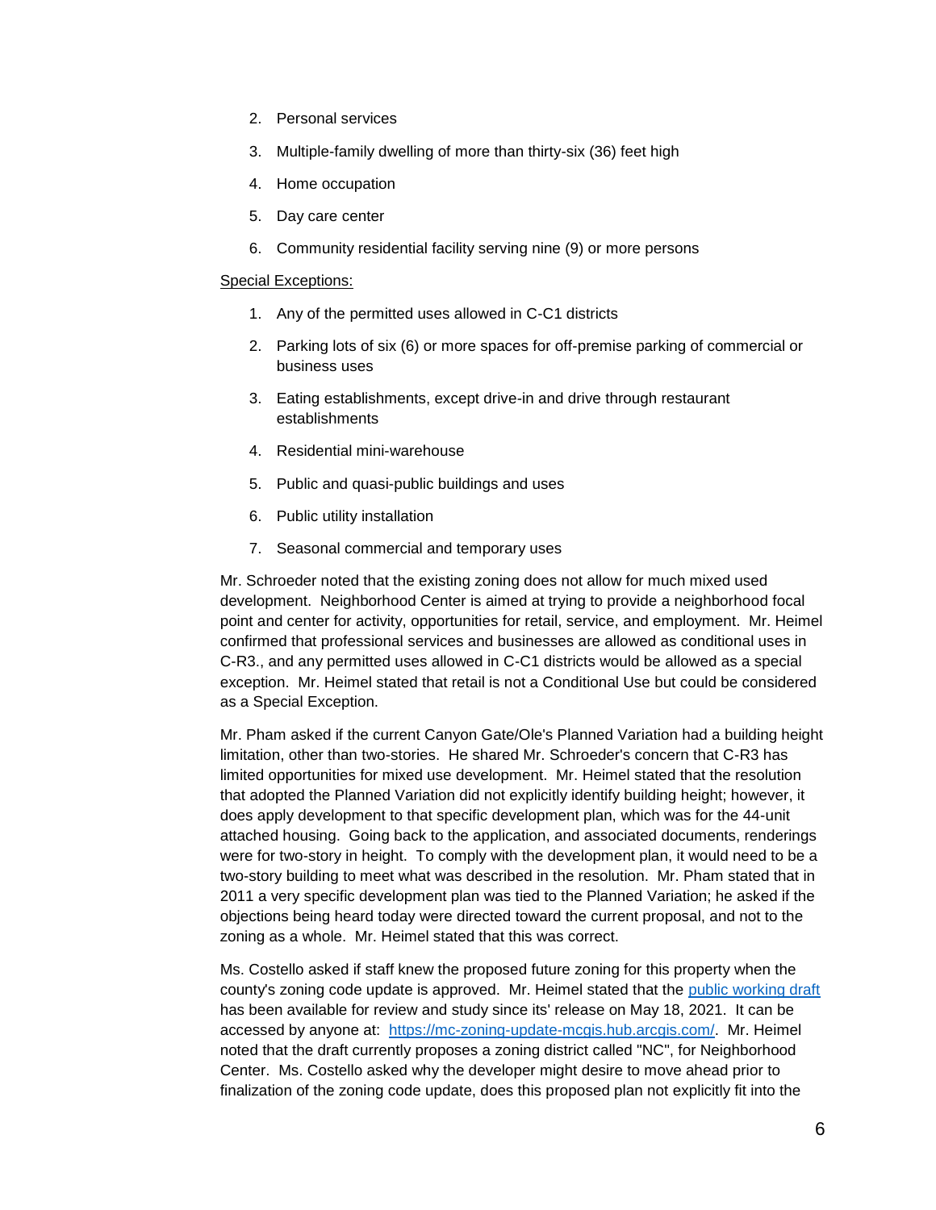2. Personal services
3. Multiple-family dwelling of more than thirty-six (36) feet high
4. Home occupation
5. Day care center
6. Community residential facility serving nine (9) or more persons

Special Exceptions:

1. Any of the permitted uses allowed in C-C1 districts
2. Parking lots of six (6) or more spaces for off-premise parking of commercial or business uses
3. Eating establishments, except drive-in and drive through restaurant establishments
4. Residential mini-warehouse
5. Public and quasi-public buildings and uses
6. Public utility installation
7. Seasonal commercial and temporary uses

Mr. Schroeder noted that the existing zoning does not allow for much mixed used development. Neighborhood Center is aimed at trying to provide a neighborhood focal point and center for activity, opportunities for retail, service, and employment. Mr. Heimel confirmed that professional services and businesses are allowed as conditional uses in C-R3., and any permitted uses allowed in C-C1 districts would be allowed as a special exception. Mr. Heimel stated that retail is not a Conditional Use but could be considered as a Special Exception.

Mr. Pham asked if the current Canyon Gate/Ole's Planned Variation had a building height limitation, other than two-stories. He shared Mr. Schroeder's concern that C-R3 has limited opportunities for mixed use development. Mr. Heimel stated that the resolution that adopted the Planned Variation did not explicitly identify building height; however, it does apply development to that specific development plan, which was for the 44-unit attached housing. Going back to the application, and associated documents, renderings were for two-story in height. To comply with the development plan, it would need to be a two-story building to meet what was described in the resolution. Mr. Pham stated that in 2011 a very specific development plan was tied to the Planned Variation; he asked if the objections being heard today were directed toward the current proposal, and not to the zoning as a whole. Mr. Heimel stated that this was correct.

Ms. Costello asked if staff knew the proposed future zoning for this property when the county's zoning code update is approved. Mr. Heimel stated that the [public working draft](https://mc-zoning-update-mcgis.hub.arcgis.com/) has been available for review and study since its' release on May 18, 2021. It can be accessed by anyone at: https://mc-zoning-update-mcgis.hub.arcgis.com/. Mr. Heimel noted that the draft currently proposes a zoning district called "NC", for Neighborhood Center. Ms. Costello asked why the developer might desire to move ahead prior to finalization of the zoning code update, does this proposed plan not explicitly fit into the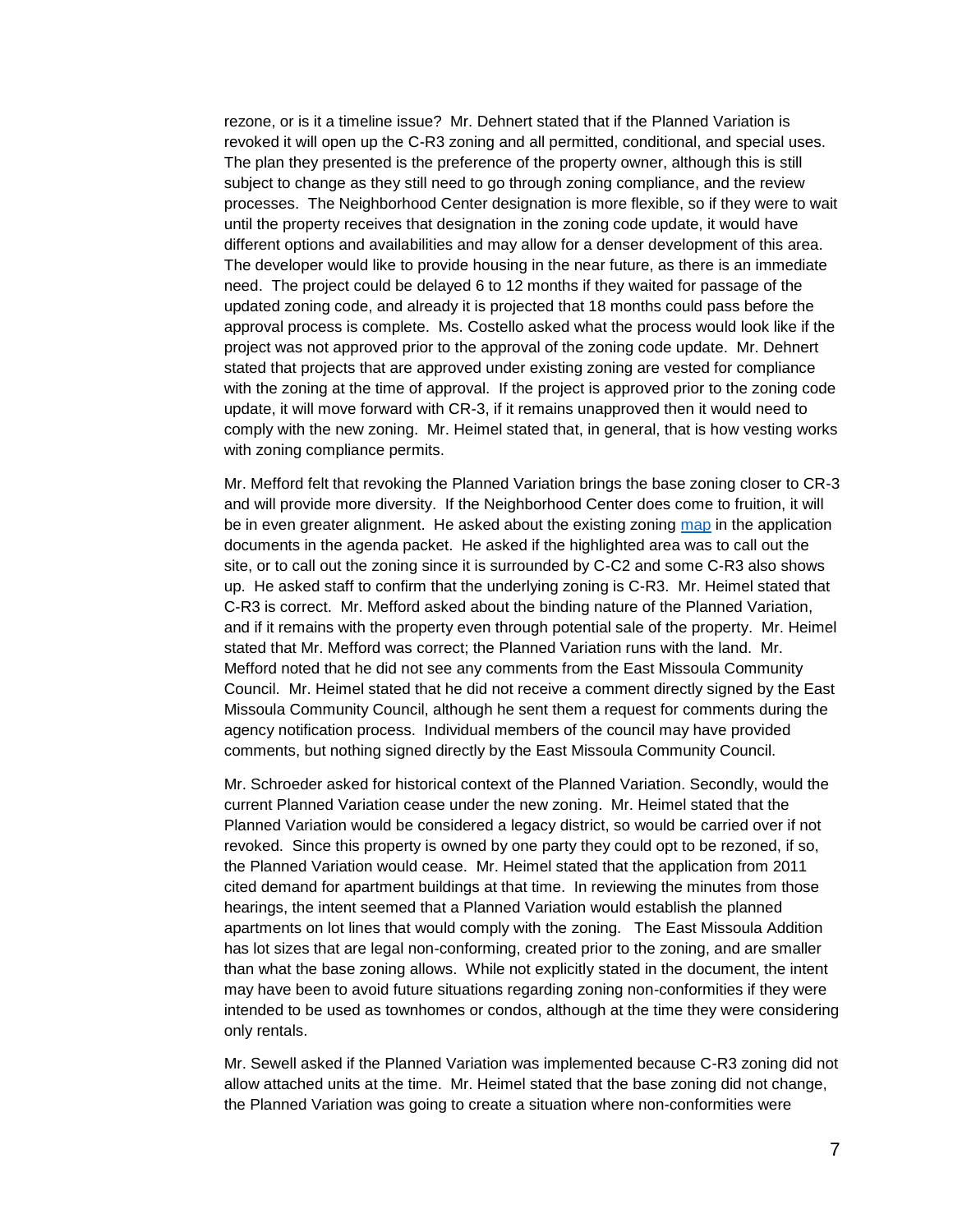rezone, or is it a timeline issue? Mr. Dehnert stated that if the Planned Variation is revoked it will open up the C-R3 zoning and all permitted, conditional, and special uses. The plan they presented is the preference of the property owner, although this is still subject to change as they still need to go through zoning compliance, and the review processes. The Neighborhood Center designation is more flexible, so if they were to wait until the property receives that designation in the zoning code update, it would have different options and availabilities and may allow for a denser development of this area. The developer would like to provide housing in the near future, as there is an immediate need. The project could be delayed 6 to 12 months if they waited for passage of the updated zoning code, and already it is projected that 18 months could pass before the approval process is complete. Ms. Costello asked what the process would look like if the project was not approved prior to the approval of the zoning code update. Mr. Dehnert stated that projects that are approved under existing zoning are vested for compliance with the zoning at the time of approval. If the project is approved prior to the zoning code update, it will move forward with CR-3, if it remains unapproved then it would need to comply with the new zoning. Mr. Heimel stated that, in general, that is how vesting works with zoning compliance permits.

Mr. Mefford felt that revoking the Planned Variation brings the base zoning closer to CR-3 and will provide more diversity. If the Neighborhood Center does come to fruition, it will be in even greater alignment. He asked about the existing zoning map in the application documents in the agenda packet. He asked if the highlighted area was to call out the site, or to call out the zoning since it is surrounded by C-C2 and some C-R3 also shows up. He asked staff to confirm that the underlying zoning is C-R3. Mr. Heimel stated that C-R3 is correct. Mr. Mefford asked about the binding nature of the Planned Variation, and if it remains with the property even through potential sale of the property. Mr. Heimel stated that Mr. Mefford was correct; the Planned Variation runs with the land. Mr. Mefford noted that he did not see any comments from the East Missoula Community Council. Mr. Heimel stated that he did not receive a comment directly signed by the East Missoula Community Council, although he sent them a request for comments during the agency notification process. Individual members of the council may have provided comments, but nothing signed directly by the East Missoula Community Council.

Mr. Schroeder asked for historical context of the Planned Variation. Secondly, would the current Planned Variation cease under the new zoning. Mr. Heimel stated that the Planned Variation would be considered a legacy district, so would be carried over if not revoked. Since this property is owned by one party they could opt to be rezoned, if so, the Planned Variation would cease. Mr. Heimel stated that the application from 2011 cited demand for apartment buildings at that time. In reviewing the minutes from those hearings, the intent seemed that a Planned Variation would establish the planned apartments on lot lines that would comply with the zoning. The East Missoula Addition has lot sizes that are legal non-conforming, created prior to the zoning, and are smaller than what the base zoning allows. While not explicitly stated in the document, the intent may have been to avoid future situations regarding zoning non-conformities if they were intended to be used as townhomes or condos, although at the time they were considering only rentals.

Mr. Sewell asked if the Planned Variation was implemented because C-R3 zoning did not allow attached units at the time. Mr. Heimel stated that the base zoning did not change, the Planned Variation was going to create a situation where non-conformities were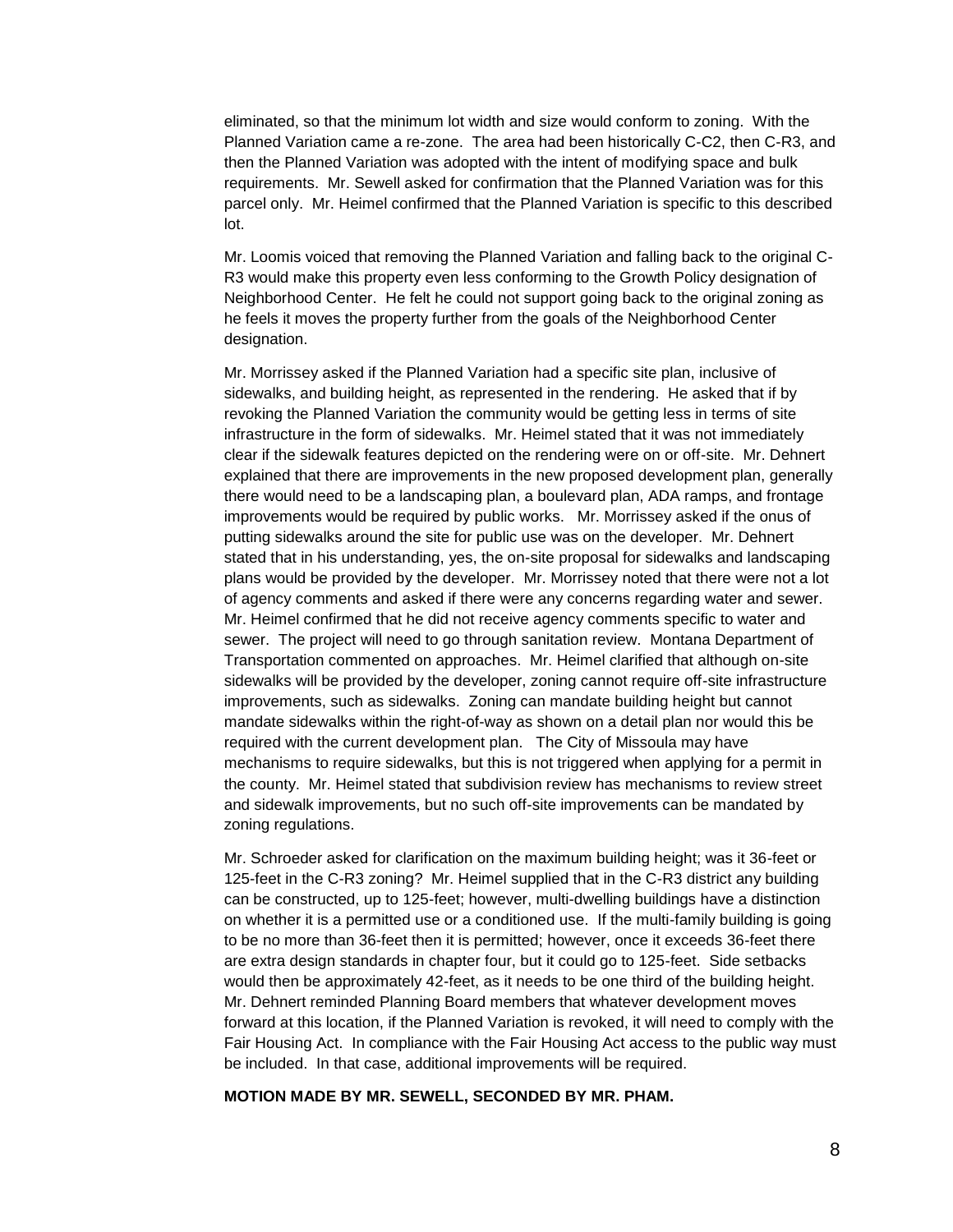eliminated, so that the minimum lot width and size would conform to zoning. With the Planned Variation came a re-zone. The area had been historically C-C2, then C-R3, and then the Planned Variation was adopted with the intent of modifying space and bulk requirements. Mr. Sewell asked for confirmation that the Planned Variation was for this parcel only. Mr. Heimel confirmed that the Planned Variation is specific to this described lot.

Mr. Loomis voiced that removing the Planned Variation and falling back to the original C-R3 would make this property even less conforming to the Growth Policy designation of Neighborhood Center. He felt he could not support going back to the original zoning as he feels it moves the property further from the goals of the Neighborhood Center designation.

Mr. Morrissey asked if the Planned Variation had a specific site plan, inclusive of sidewalks, and building height, as represented in the rendering. He asked that if by revoking the Planned Variation the community would be getting less in terms of site infrastructure in the form of sidewalks. Mr. Heimel stated that it was not immediately clear if the sidewalk features depicted on the rendering were on or off-site. Mr. Dehnert explained that there are improvements in the new proposed development plan, generally there would need to be a landscaping plan, a boulevard plan, ADA ramps, and frontage improvements would be required by public works. Mr. Morrissey asked if the onus of putting sidewalks around the site for public use was on the developer. Mr. Dehnert stated that in his understanding, yes, the on-site proposal for sidewalks and landscaping plans would be provided by the developer. Mr. Morrissey noted that there were not a lot of agency comments and asked if there were any concerns regarding water and sewer. Mr. Heimel confirmed that he did not receive agency comments specific to water and sewer. The project will need to go through sanitation review. Montana Department of Transportation commented on approaches. Mr. Heimel clarified that although on-site sidewalks will be provided by the developer, zoning cannot require off-site infrastructure improvements, such as sidewalks. Zoning can mandate building height but cannot mandate sidewalks within the right-of-way as shown on a detail plan nor would this be required with the current development plan. The City of Missoula may have mechanisms to require sidewalks, but this is not triggered when applying for a permit in the county. Mr. Heimel stated that subdivision review has mechanisms to review street and sidewalk improvements, but no such off-site improvements can be mandated by zoning regulations.

Mr. Schroeder asked for clarification on the maximum building height; was it 36-feet or 125-feet in the C-R3 zoning? Mr. Heimel supplied that in the C-R3 district any building can be constructed, up to 125-feet; however, multi-dwelling buildings have a distinction on whether it is a permitted use or a conditioned use. If the multi-family building is going to be no more than 36-feet then it is permitted; however, once it exceeds 36-feet there are extra design standards in chapter four, but it could go to 125-feet. Side setbacks would then be approximately 42-feet, as it needs to be one third of the building height. Mr. Dehnert reminded Planning Board members that whatever development moves forward at this location, if the Planned Variation is revoked, it will need to comply with the Fair Housing Act. In compliance with the Fair Housing Act access to the public way must be included. In that case, additional improvements will be required.

**MOTION MADE BY MR. SEWELL, SECONDED BY MR. PHAM.**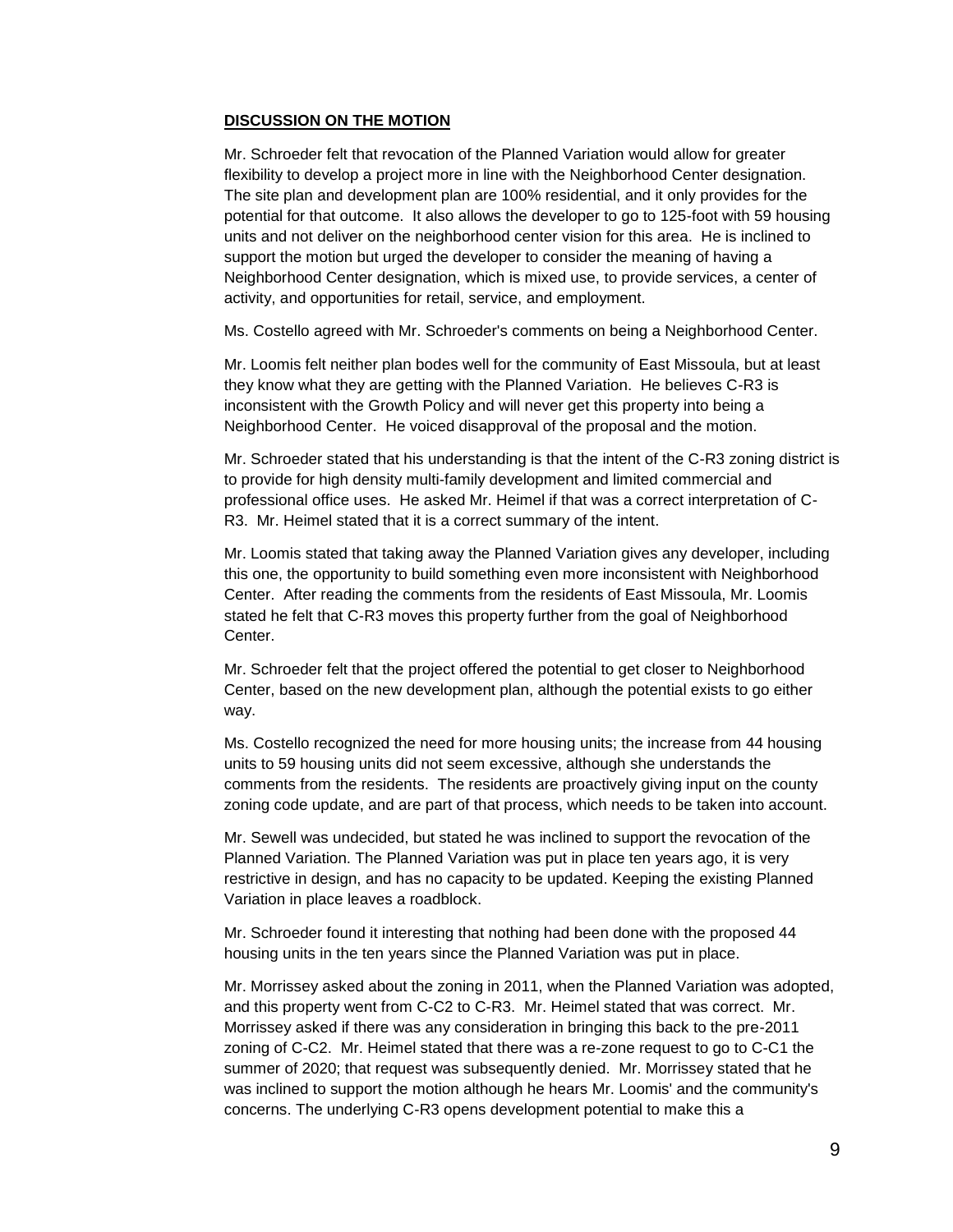**DISCUSSION ON THE MOTION**

Mr. Schroeder felt that revocation of the Planned Variation would allow for greater flexibility to develop a project more in line with the Neighborhood Center designation. The site plan and development plan are 100% residential, and it only provides for the potential for that outcome. It also allows the developer to go to 125-foot with 59 housing units and not deliver on the neighborhood center vision for this area. He is inclined to support the motion but urged the developer to consider the meaning of having a Neighborhood Center designation, which is mixed use, to provide services, a center of activity, and opportunities for retail, service, and employment.

Ms. Costello agreed with Mr. Schroeder's comments on being a Neighborhood Center.

Mr. Loomis felt neither plan bodes well for the community of East Missoula, but at least they know what they are getting with the Planned Variation. He believes C-R3 is inconsistent with the Growth Policy and will never get this property into being a Neighborhood Center. He voiced disapproval of the proposal and the motion.

Mr. Schroeder stated that his understanding is that the intent of the C-R3 zoning district is to provide for high density multi-family development and limited commercial and professional office uses. He asked Mr. Heimel if that was a correct interpretation of C-R3. Mr. Heimel stated that it is a correct summary of the intent.

Mr. Loomis stated that taking away the Planned Variation gives any developer, including this one, the opportunity to build something even more inconsistent with Neighborhood Center. After reading the comments from the residents of East Missoula, Mr. Loomis stated he felt that C-R3 moves this property further from the goal of Neighborhood Center.

Mr. Schroeder felt that the project offered the potential to get closer to Neighborhood Center, based on the new development plan, although the potential exists to go either way.

Ms. Costello recognized the need for more housing units; the increase from 44 housing units to 59 housing units did not seem excessive, although she understands the comments from the residents. The residents are proactively giving input on the county zoning code update, and are part of that process, which needs to be taken into account.

Mr. Sewell was undecided, but stated he was inclined to support the revocation of the Planned Variation. The Planned Variation was put in place ten years ago, it is very restrictive in design, and has no capacity to be updated. Keeping the existing Planned Variation in place leaves a roadblock.

Mr. Schroeder found it interesting that nothing had been done with the proposed 44 housing units in the ten years since the Planned Variation was put in place.

Mr. Morrissey asked about the zoning in 2011, when the Planned Variation was adopted, and this property went from C-C2 to C-R3. Mr. Heimel stated that was correct. Mr. Morrissey asked if there was any consideration in bringing this back to the pre-2011 zoning of C-C2. Mr. Heimel stated that there was a re-zone request to go to C-C1 the summer of 2020; that request was subsequently denied. Mr. Morrissey stated that he was inclined to support the motion although he hears Mr. Loomis' and the community's concerns. The underlying C-R3 opens development potential to make this a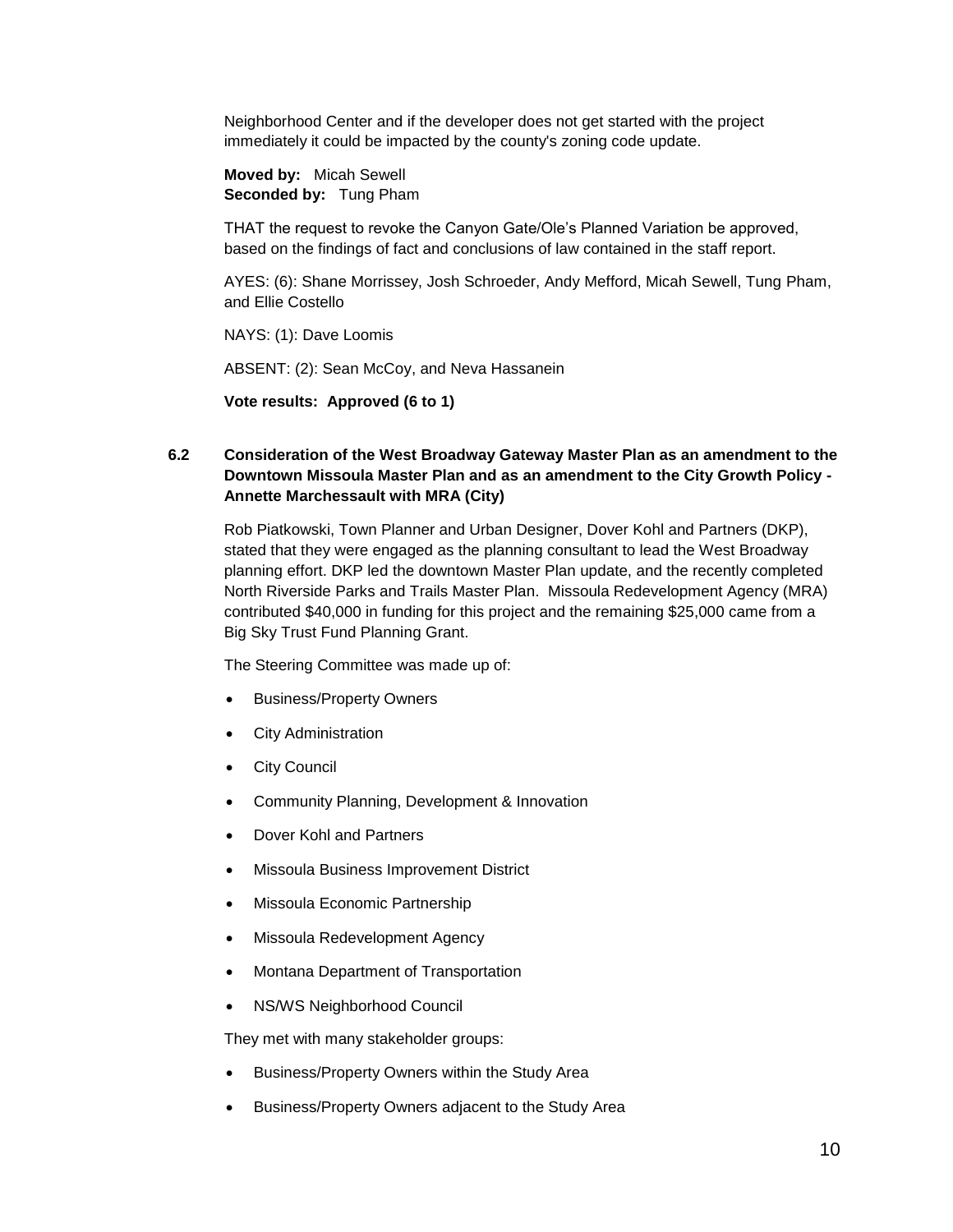Neighborhood Center and if the developer does not get started with the project immediately it could be impacted by the county's zoning code update.

**Moved by:** Micah Sewell
**Seconded by:** Tung Pham

THAT the request to revoke the Canyon Gate/Ole's Planned Variation be approved, based on the findings of fact and conclusions of law contained in the staff report.

AYES: (6): Shane Morrissey, Josh Schroeder, Andy Mefford, Micah Sewell, Tung Pham, and Ellie Costello

NAYS: (1): Dave Loomis

ABSENT: (2): Sean McCoy, and Neva Hassanein

**Vote results: Approved (6 to 1)**

### 6.2 Consideration of the West Broadway Gateway Master Plan as an amendment to the Downtown Missoula Master Plan and as an amendment to the City Growth Policy - Annette Marchessault with MRA (City)

Rob Piatkowski, Town Planner and Urban Designer, Dover Kohl and Partners (DKP), stated that they were engaged as the planning consultant to lead the West Broadway planning effort. DKP led the downtown Master Plan update, and the recently completed North Riverside Parks and Trails Master Plan. Missoula Redevelopment Agency (MRA) contributed $40,000 in funding for this project and the remaining $25,000 came from a Big Sky Trust Fund Planning Grant.

The Steering Committee was made up of:

- Business/Property Owners
- City Administration
- City Council
- Community Planning, Development & Innovation
- Dover Kohl and Partners
- Missoula Business Improvement District
- Missoula Economic Partnership
- Missoula Redevelopment Agency
- Montana Department of Transportation
- NS/WS Neighborhood Council

They met with many stakeholder groups:

- Business/Property Owners within the Study Area
- Business/Property Owners adjacent to the Study Area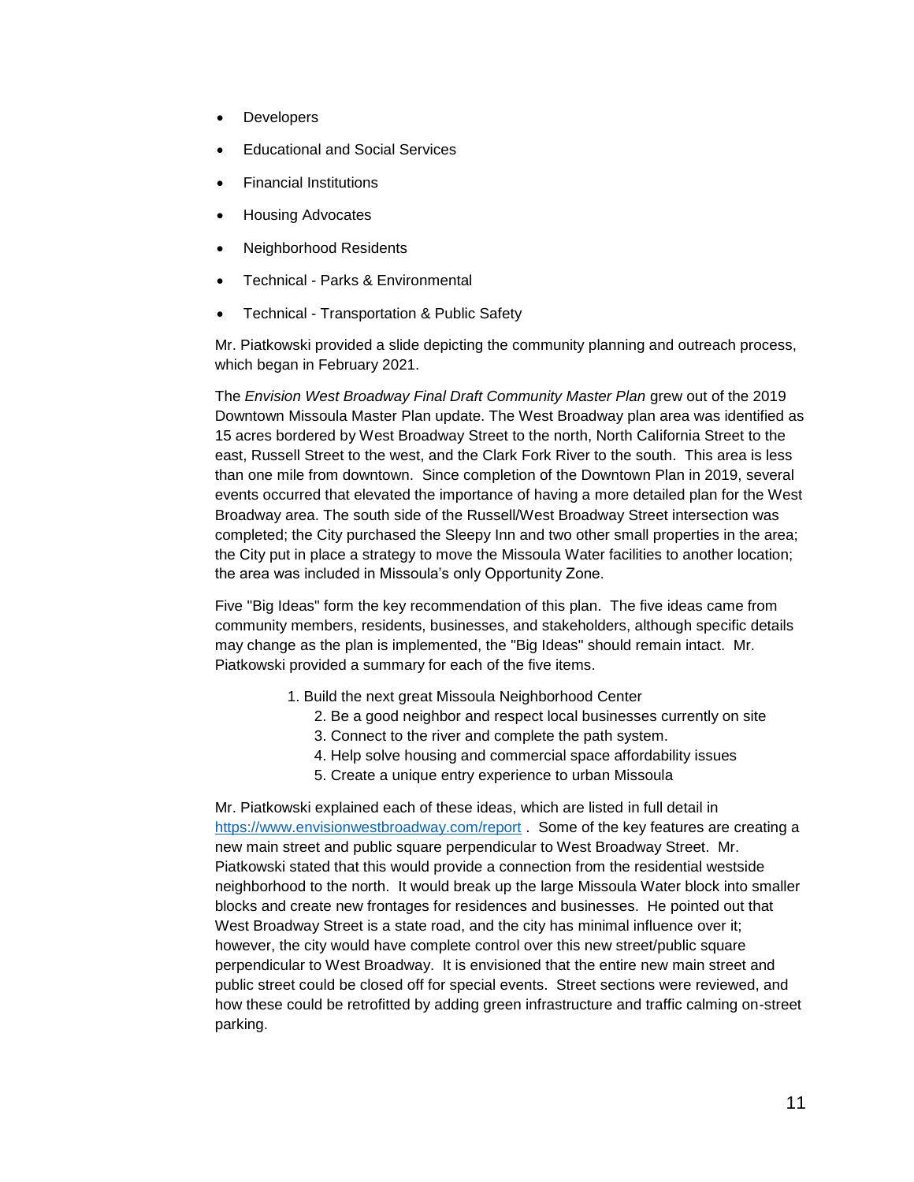- Developers
- Educational and Social Services
- Financial Institutions
- Housing Advocates
- Neighborhood Residents
- Technical - Parks & Environmental
- Technical - Transportation & Public Safety

Mr. Piatkowski provided a slide depicting the community planning and outreach process, which began in February 2021.

The *Envision West Broadway Final Draft Community Master Plan* grew out of the 2019 Downtown Missoula Master Plan update. The West Broadway plan area was identified as 15 acres bordered by West Broadway Street to the north, North California Street to the east, Russell Street to the west, and the Clark Fork River to the south. This area is less than one mile from downtown. Since completion of the Downtown Plan in 2019, several events occurred that elevated the importance of having a more detailed plan for the West Broadway area. The south side of the Russell/West Broadway Street intersection was completed; the City purchased the Sleepy Inn and two other small properties in the area; the City put in place a strategy to move the Missoula Water facilities to another location; the area was included in Missoula's only Opportunity Zone.

Five "Big Ideas" form the key recommendation of this plan. The five ideas came from community members, residents, businesses, and stakeholders, although specific details may change as the plan is implemented, the "Big Ideas" should remain intact. Mr. Piatkowski provided a summary for each of the five items.

1. Build the next great Missoula Neighborhood Center
2. Be a good neighbor and respect local businesses currently on site
3. Connect to the river and complete the path system.
4. Help solve housing and commercial space affordability issues
5. Create a unique entry experience to urban Missoula

Mr. Piatkowski explained each of these ideas, which are listed in full detail in https://www.envisionwestbroadway.com/report . Some of the key features are creating a new main street and public square perpendicular to West Broadway Street. Mr. Piatkowski stated that this would provide a connection from the residential westside neighborhood to the north. It would break up the large Missoula Water block into smaller blocks and create new frontages for residences and businesses. He pointed out that West Broadway Street is a state road, and the city has minimal influence over it; however, the city would have complete control over this new street/public square perpendicular to West Broadway. It is envisioned that the entire new main street and public street could be closed off for special events. Street sections were reviewed, and how these could be retrofitted by adding green infrastructure and traffic calming on-street parking.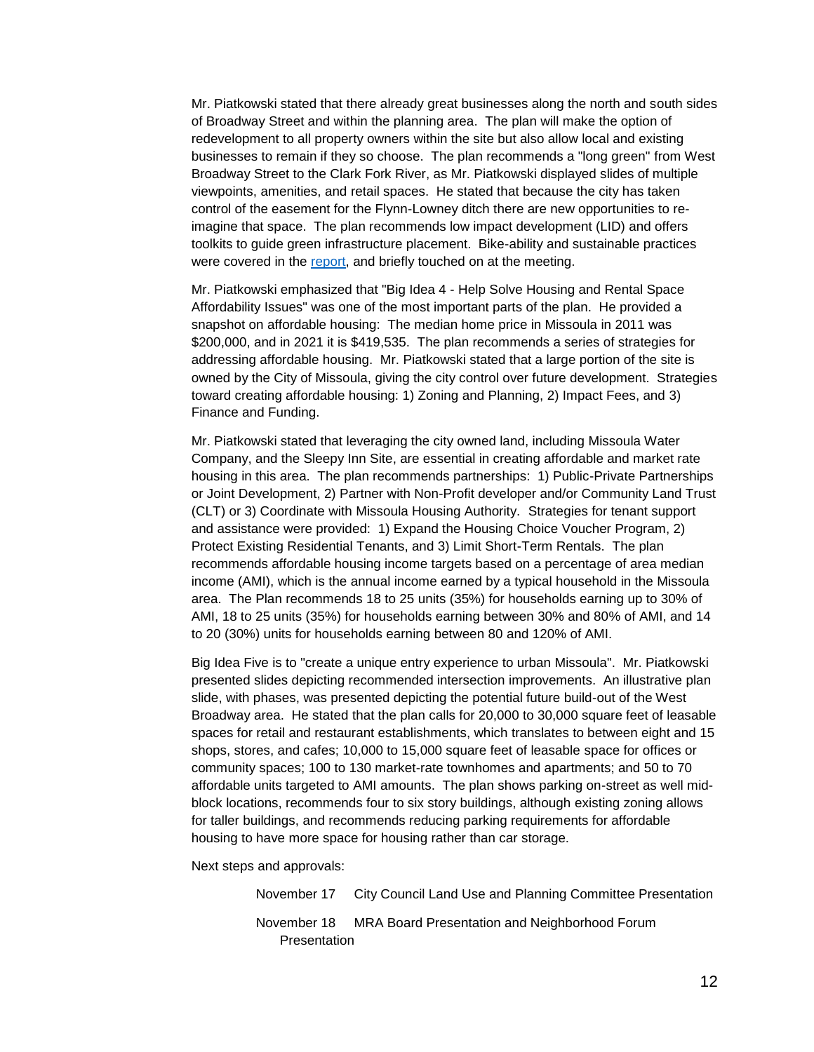Mr. Piatkowski stated that there already great businesses along the north and south sides of Broadway Street and within the planning area. The plan will make the option of redevelopment to all property owners within the site but also allow local and existing businesses to remain if they so choose. The plan recommends a "long green" from West Broadway Street to the Clark Fork River, as Mr. Piatkowski displayed slides of multiple viewpoints, amenities, and retail spaces. He stated that because the city has taken control of the easement for the Flynn-Lowney ditch there are new opportunities to re-imagine that space. The plan recommends low impact development (LID) and offers toolkits to guide green infrastructure placement. Bike-ability and sustainable practices were covered in the report, and briefly touched on at the meeting.

Mr. Piatkowski emphasized that "Big Idea 4 - Help Solve Housing and Rental Space Affordability Issues" was one of the most important parts of the plan. He provided a snapshot on affordable housing: The median home price in Missoula in 2011 was $200,000, and in 2021 it is $419,535. The plan recommends a series of strategies for addressing affordable housing. Mr. Piatkowski stated that a large portion of the site is owned by the City of Missoula, giving the city control over future development. Strategies toward creating affordable housing: 1) Zoning and Planning, 2) Impact Fees, and 3) Finance and Funding.

Mr. Piatkowski stated that leveraging the city owned land, including Missoula Water Company, and the Sleepy Inn Site, are essential in creating affordable and market rate housing in this area. The plan recommends partnerships: 1) Public-Private Partnerships or Joint Development, 2) Partner with Non-Profit developer and/or Community Land Trust (CLT) or 3) Coordinate with Missoula Housing Authority. Strategies for tenant support and assistance were provided: 1) Expand the Housing Choice Voucher Program, 2) Protect Existing Residential Tenants, and 3) Limit Short-Term Rentals. The plan recommends affordable housing income targets based on a percentage of area median income (AMI), which is the annual income earned by a typical household in the Missoula area. The Plan recommends 18 to 25 units (35%) for households earning up to 30% of AMI, 18 to 25 units (35%) for households earning between 30% and 80% of AMI, and 14 to 20 (30%) units for households earning between 80 and 120% of AMI.

Big Idea Five is to "create a unique entry experience to urban Missoula". Mr. Piatkowski presented slides depicting recommended intersection improvements. An illustrative plan slide, with phases, was presented depicting the potential future build-out of the West Broadway area. He stated that the plan calls for 20,000 to 30,000 square feet of leasable spaces for retail and restaurant establishments, which translates to between eight and 15 shops, stores, and cafes; 10,000 to 15,000 square feet of leasable space for offices or community spaces; 100 to 130 market-rate townhomes and apartments; and 50 to 70 affordable units targeted to AMI amounts. The plan shows parking on-street as well mid-block locations, recommends four to six story buildings, although existing zoning allows for taller buildings, and recommends reducing parking requirements for affordable housing to have more space for housing rather than car storage.

Next steps and approvals:

November 17 City Council Land Use and Planning Committee Presentation

November 18 MRA Board Presentation and Neighborhood Forum Presentation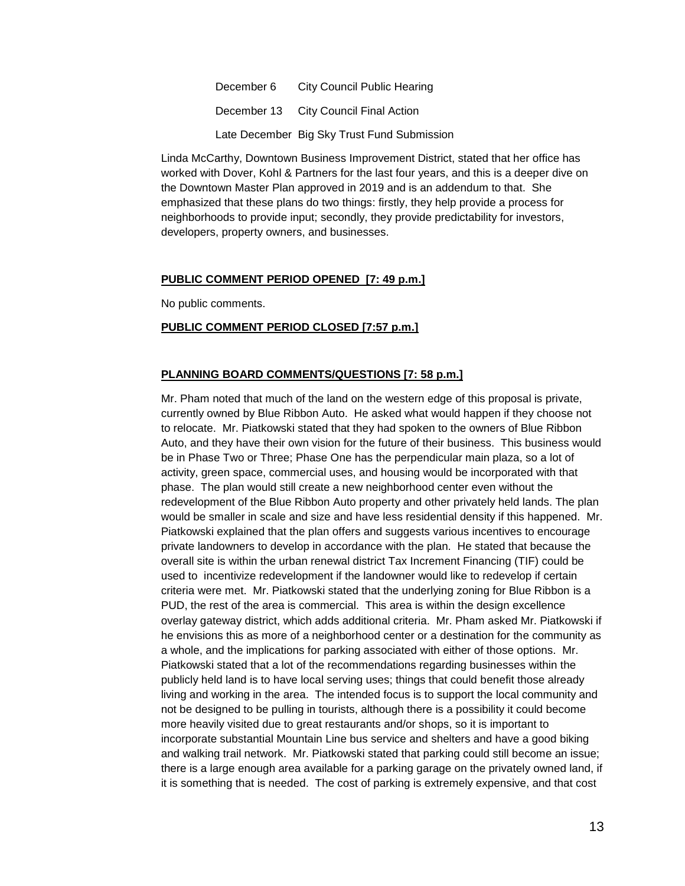| | |
|---|---|
| December 6 | City Council Public Hearing |
| December 13 | City Council Final Action |
| Late December | Big Sky Trust Fund Submission |

Linda McCarthy, Downtown Business Improvement District, stated that her office has worked with Dover, Kohl & Partners for the last four years, and this is a deeper dive on the Downtown Master Plan approved in 2019 and is an addendum to that. She emphasized that these plans do two things: firstly, they help provide a process for neighborhoods to provide input; secondly, they provide predictability for investors, developers, property owners, and businesses.

**PUBLIC COMMENT PERIOD OPENED [7: 49 p.m.]**

No public comments.

**PUBLIC COMMENT PERIOD CLOSED [7:57 p.m.]**

**PLANNING BOARD COMMENTS/QUESTIONS [7: 58 p.m.]**

Mr. Pham noted that much of the land on the western edge of this proposal is private, currently owned by Blue Ribbon Auto. He asked what would happen if they choose not to relocate. Mr. Piatkowski stated that they had spoken to the owners of Blue Ribbon Auto, and they have their own vision for the future of their business. This business would be in Phase Two or Three; Phase One has the perpendicular main plaza, so a lot of activity, green space, commercial uses, and housing would be incorporated with that phase. The plan would still create a new neighborhood center even without the redevelopment of the Blue Ribbon Auto property and other privately held lands. The plan would be smaller in scale and size and have less residential density if this happened. Mr. Piatkowski explained that the plan offers and suggests various incentives to encourage private landowners to develop in accordance with the plan. He stated that because the overall site is within the urban renewal district Tax Increment Financing (TIF) could be used to incentivize redevelopment if the landowner would like to redevelop if certain criteria were met. Mr. Piatkowski stated that the underlying zoning for Blue Ribbon is a PUD, the rest of the area is commercial. This area is within the design excellence overlay gateway district, which adds additional criteria. Mr. Pham asked Mr. Piatkowski if he envisions this as more of a neighborhood center or a destination for the community as a whole, and the implications for parking associated with either of those options. Mr. Piatkowski stated that a lot of the recommendations regarding businesses within the publicly held land is to have local serving uses; things that could benefit those already living and working in the area. The intended focus is to support the local community and not be designed to be pulling in tourists, although there is a possibility it could become more heavily visited due to great restaurants and/or shops, so it is important to incorporate substantial Mountain Line bus service and shelters and have a good biking and walking trail network. Mr. Piatkowski stated that parking could still become an issue; there is a large enough area available for a parking garage on the privately owned land, if it is something that is needed. The cost of parking is extremely expensive, and that cost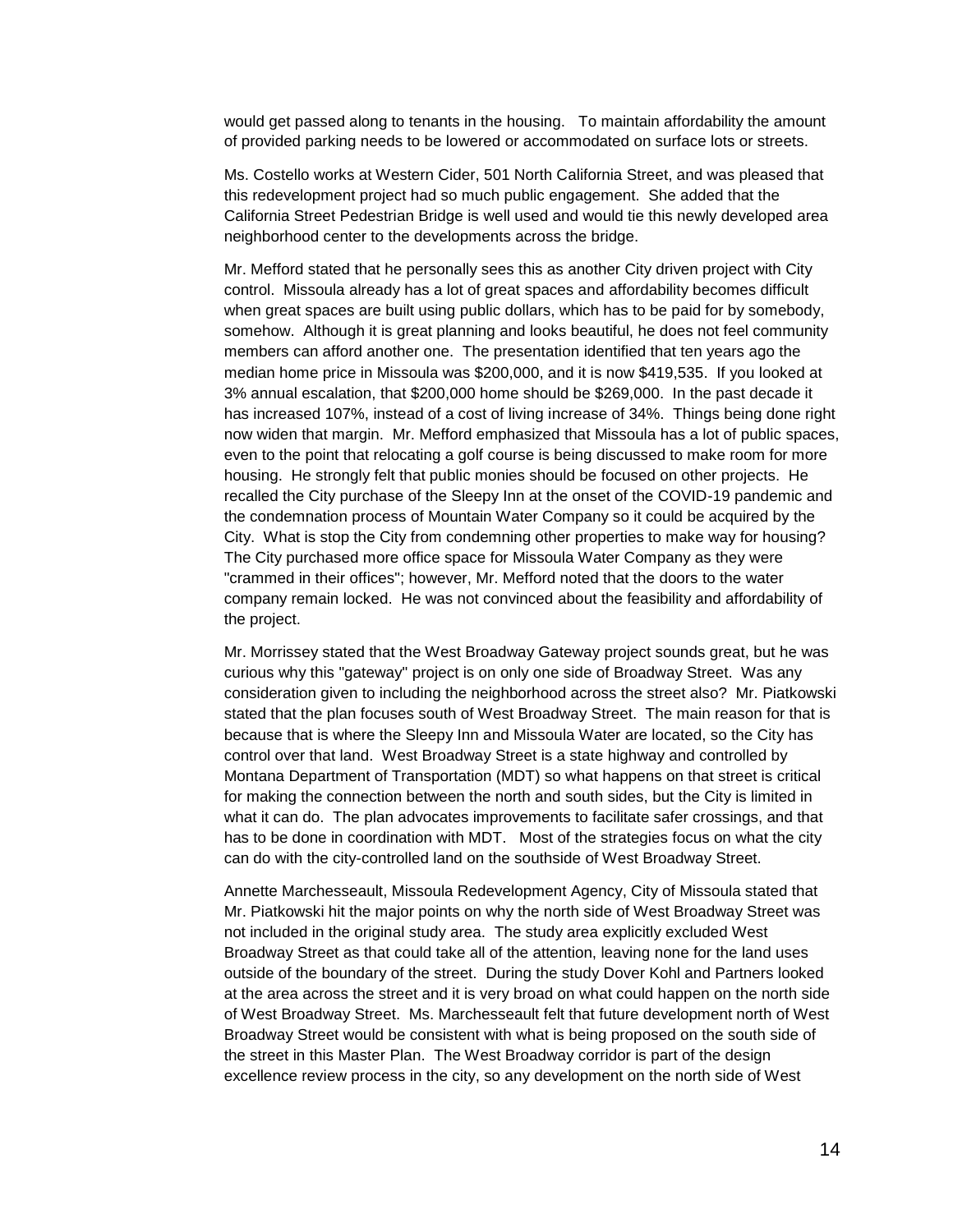would get passed along to tenants in the housing. To maintain affordability the amount of provided parking needs to be lowered or accommodated on surface lots or streets.

Ms. Costello works at Western Cider, 501 North California Street, and was pleased that this redevelopment project had so much public engagement. She added that the California Street Pedestrian Bridge is well used and would tie this newly developed area neighborhood center to the developments across the bridge.

Mr. Mefford stated that he personally sees this as another City driven project with City control. Missoula already has a lot of great spaces and affordability becomes difficult when great spaces are built using public dollars, which has to be paid for by somebody, somehow. Although it is great planning and looks beautiful, he does not feel community members can afford another one. The presentation identified that ten years ago the median home price in Missoula was $200,000, and it is now $419,535. If you looked at 3% annual escalation, that $200,000 home should be $269,000. In the past decade it has increased 107%, instead of a cost of living increase of 34%. Things being done right now widen that margin. Mr. Mefford emphasized that Missoula has a lot of public spaces, even to the point that relocating a golf course is being discussed to make room for more housing. He strongly felt that public monies should be focused on other projects. He recalled the City purchase of the Sleepy Inn at the onset of the COVID-19 pandemic and the condemnation process of Mountain Water Company so it could be acquired by the City. What is stop the City from condemning other properties to make way for housing? The City purchased more office space for Missoula Water Company as they were "crammed in their offices"; however, Mr. Mefford noted that the doors to the water company remain locked. He was not convinced about the feasibility and affordability of the project.

Mr. Morrissey stated that the West Broadway Gateway project sounds great, but he was curious why this "gateway" project is on only one side of Broadway Street. Was any consideration given to including the neighborhood across the street also? Mr. Piatkowski stated that the plan focuses south of West Broadway Street. The main reason for that is because that is where the Sleepy Inn and Missoula Water are located, so the City has control over that land. West Broadway Street is a state highway and controlled by Montana Department of Transportation (MDT) so what happens on that street is critical for making the connection between the north and south sides, but the City is limited in what it can do. The plan advocates improvements to facilitate safer crossings, and that has to be done in coordination with MDT. Most of the strategies focus on what the city can do with the city-controlled land on the southside of West Broadway Street.

Annette Marchesseault, Missoula Redevelopment Agency, City of Missoula stated that Mr. Piatkowski hit the major points on why the north side of West Broadway Street was not included in the original study area. The study area explicitly excluded West Broadway Street as that could take all of the attention, leaving none for the land uses outside of the boundary of the street. During the study Dover Kohl and Partners looked at the area across the street and it is very broad on what could happen on the north side of West Broadway Street. Ms. Marchesseault felt that future development north of West Broadway Street would be consistent with what is being proposed on the south side of the street in this Master Plan. The West Broadway corridor is part of the design excellence review process in the city, so any development on the north side of West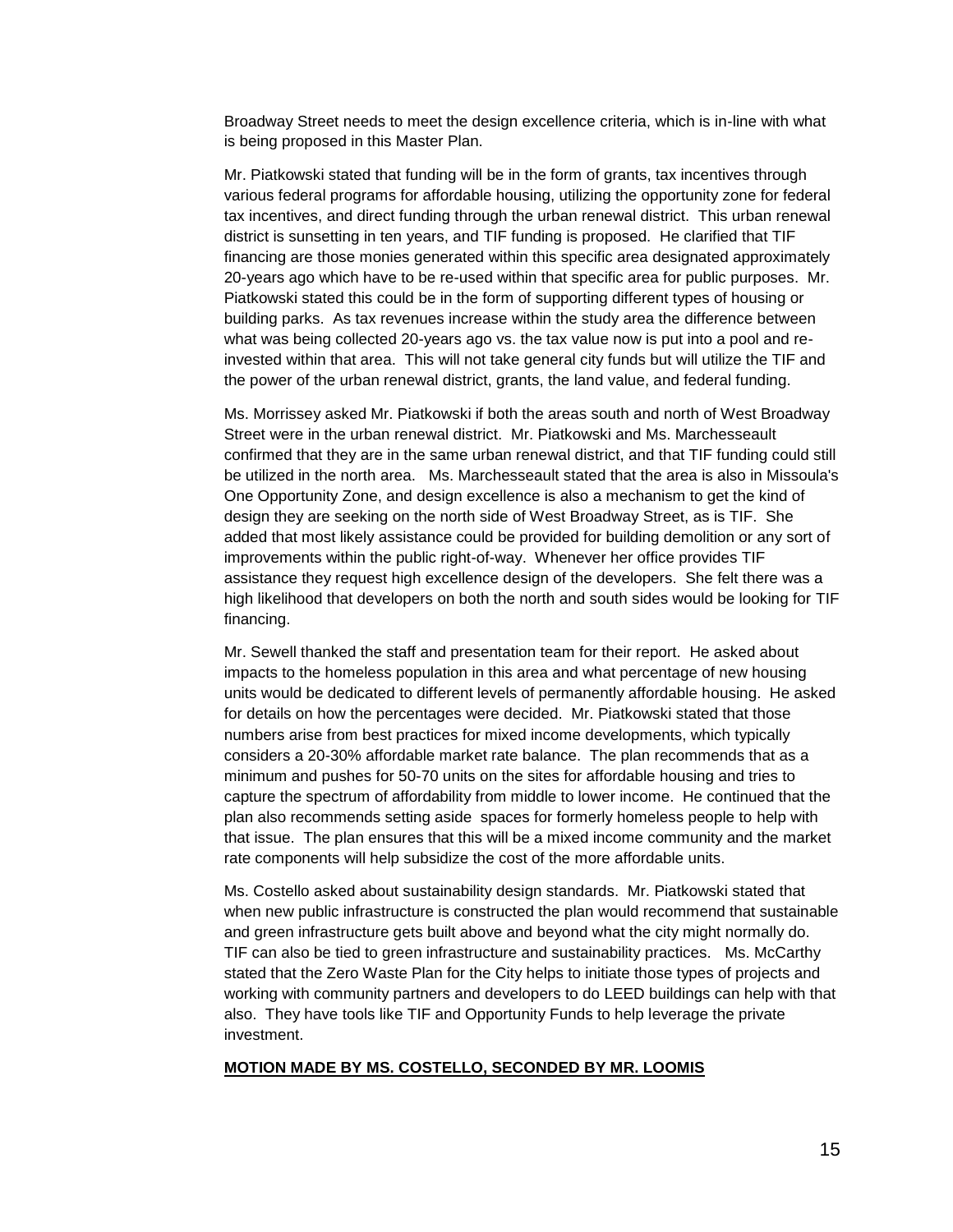Broadway Street needs to meet the design excellence criteria, which is in-line with what is being proposed in this Master Plan.

Mr. Piatkowski stated that funding will be in the form of grants, tax incentives through various federal programs for affordable housing, utilizing the opportunity zone for federal tax incentives, and direct funding through the urban renewal district. This urban renewal district is sunsetting in ten years, and TIF funding is proposed. He clarified that TIF financing are those monies generated within this specific area designated approximately 20-years ago which have to be re-used within that specific area for public purposes. Mr. Piatkowski stated this could be in the form of supporting different types of housing or building parks. As tax revenues increase within the study area the difference between what was being collected 20-years ago vs. the tax value now is put into a pool and re-invested within that area. This will not take general city funds but will utilize the TIF and the power of the urban renewal district, grants, the land value, and federal funding.

Ms. Morrissey asked Mr. Piatkowski if both the areas south and north of West Broadway Street were in the urban renewal district. Mr. Piatkowski and Ms. Marchesseault confirmed that they are in the same urban renewal district, and that TIF funding could still be utilized in the north area. Ms. Marchesseault stated that the area is also in Missoula's One Opportunity Zone, and design excellence is also a mechanism to get the kind of design they are seeking on the north side of West Broadway Street, as is TIF. She added that most likely assistance could be provided for building demolition or any sort of improvements within the public right-of-way. Whenever her office provides TIF assistance they request high excellence design of the developers. She felt there was a high likelihood that developers on both the north and south sides would be looking for TIF financing.

Mr. Sewell thanked the staff and presentation team for their report. He asked about impacts to the homeless population in this area and what percentage of new housing units would be dedicated to different levels of permanently affordable housing. He asked for details on how the percentages were decided. Mr. Piatkowski stated that those numbers arise from best practices for mixed income developments, which typically considers a 20-30% affordable market rate balance. The plan recommends that as a minimum and pushes for 50-70 units on the sites for affordable housing and tries to capture the spectrum of affordability from middle to lower income. He continued that the plan also recommends setting aside spaces for formerly homeless people to help with that issue. The plan ensures that this will be a mixed income community and the market rate components will help subsidize the cost of the more affordable units.

Ms. Costello asked about sustainability design standards. Mr. Piatkowski stated that when new public infrastructure is constructed the plan would recommend that sustainable and green infrastructure gets built above and beyond what the city might normally do. TIF can also be tied to green infrastructure and sustainability practices. Ms. McCarthy stated that the Zero Waste Plan for the City helps to initiate those types of projects and working with community partners and developers to do LEED buildings can help with that also. They have tools like TIF and Opportunity Funds to help leverage the private investment.

**MOTION MADE BY MS. COSTELLO, SECONDED BY MR. LOOMIS**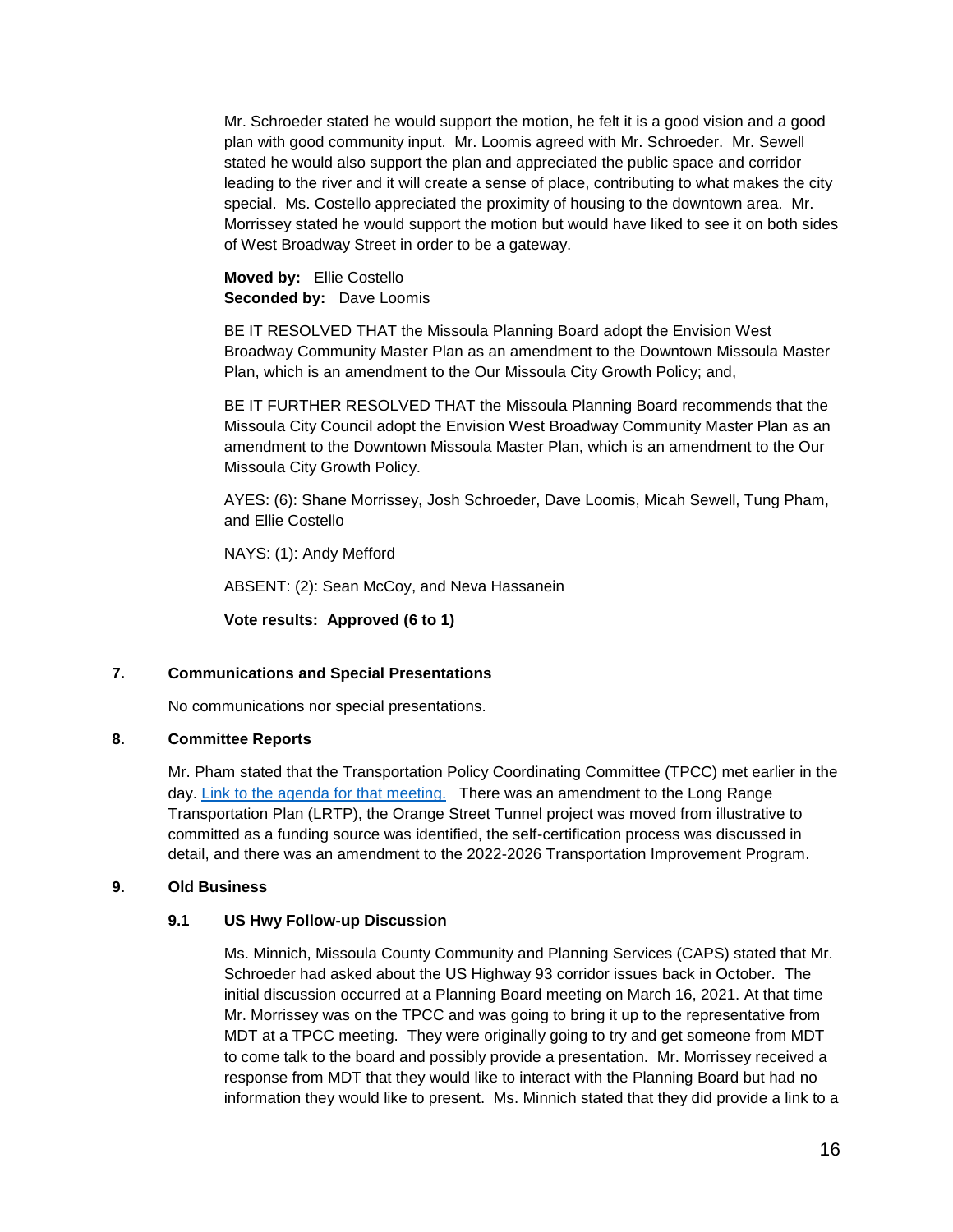Mr. Schroeder stated he would support the motion, he felt it is a good vision and a good plan with good community input. Mr. Loomis agreed with Mr. Schroeder. Mr. Sewell stated he would also support the plan and appreciated the public space and corridor leading to the river and it will create a sense of place, contributing to what makes the city special. Ms. Costello appreciated the proximity of housing to the downtown area. Mr. Morrissey stated he would support the motion but would have liked to see it on both sides of West Broadway Street in order to be a gateway.

**Moved by:** Ellie Costello
**Seconded by:** Dave Loomis

BE IT RESOLVED THAT the Missoula Planning Board adopt the Envision West Broadway Community Master Plan as an amendment to the Downtown Missoula Master Plan, which is an amendment to the Our Missoula City Growth Policy; and,

BE IT FURTHER RESOLVED THAT the Missoula Planning Board recommends that the Missoula City Council adopt the Envision West Broadway Community Master Plan as an amendment to the Downtown Missoula Master Plan, which is an amendment to the Our Missoula City Growth Policy.

AYES: (6): Shane Morrissey, Josh Schroeder, Dave Loomis, Micah Sewell, Tung Pham, and Ellie Costello

NAYS: (1): Andy Mefford

ABSENT: (2): Sean McCoy, and Neva Hassanein

**Vote results: Approved (6 to 1)**

## 7. Communications and Special Presentations

No communications nor special presentations.

## 8. Committee Reports

Mr. Pham stated that the Transportation Policy Coordinating Committee (TPCC) met earlier in the day. [Link to the agenda for that meeting.] There was an amendment to the Long Range Transportation Plan (LRTP), the Orange Street Tunnel project was moved from illustrative to committed as a funding source was identified, the self-certification process was discussed in detail, and there was an amendment to the 2022-2026 Transportation Improvement Program.

## 9. Old Business

### 9.1 US Hwy Follow-up Discussion

Ms. Minnich, Missoula County Community and Planning Services (CAPS) stated that Mr. Schroeder had asked about the US Highway 93 corridor issues back in October. The initial discussion occurred at a Planning Board meeting on March 16, 2021. At that time Mr. Morrissey was on the TPCC and was going to bring it up to the representative from MDT at a TPCC meeting. They were originally going to try and get someone from MDT to come talk to the board and possibly provide a presentation. Mr. Morrissey received a response from MDT that they would like to interact with the Planning Board but had no information they would like to present. Ms. Minnich stated that they did provide a link to a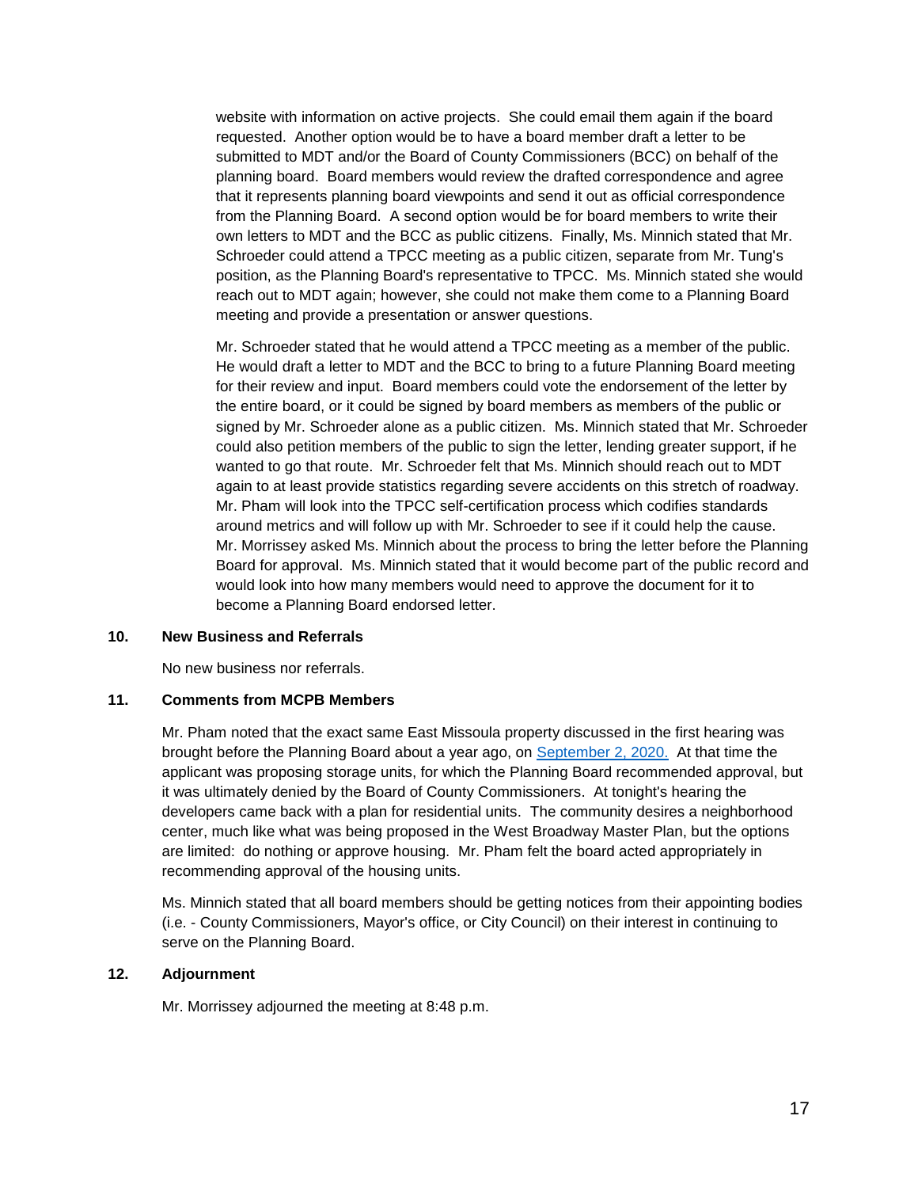website with information on active projects. She could email them again if the board requested. Another option would be to have a board member draft a letter to be submitted to MDT and/or the Board of County Commissioners (BCC) on behalf of the planning board. Board members would review the drafted correspondence and agree that it represents planning board viewpoints and send it out as official correspondence from the Planning Board. A second option would be for board members to write their own letters to MDT and the BCC as public citizens. Finally, Ms. Minnich stated that Mr. Schroeder could attend a TPCC meeting as a public citizen, separate from Mr. Tung's position, as the Planning Board's representative to TPCC. Ms. Minnich stated she would reach out to MDT again; however, she could not make them come to a Planning Board meeting and provide a presentation or answer questions.

Mr. Schroeder stated that he would attend a TPCC meeting as a member of the public. He would draft a letter to MDT and the BCC to bring to a future Planning Board meeting for their review and input. Board members could vote the endorsement of the letter by the entire board, or it could be signed by board members as members of the public or signed by Mr. Schroeder alone as a public citizen. Ms. Minnich stated that Mr. Schroeder could also petition members of the public to sign the letter, lending greater support, if he wanted to go that route. Mr. Schroeder felt that Ms. Minnich should reach out to MDT again to at least provide statistics regarding severe accidents on this stretch of roadway. Mr. Pham will look into the TPCC self-certification process which codifies standards around metrics and will follow up with Mr. Schroeder to see if it could help the cause. Mr. Morrissey asked Ms. Minnich about the process to bring the letter before the Planning Board for approval. Ms. Minnich stated that it would become part of the public record and would look into how many members would need to approve the document for it to become a Planning Board endorsed letter.

## 10. New Business and Referrals

No new business nor referrals.

## 11. Comments from MCPB Members

Mr. Pham noted that the exact same East Missoula property discussed in the first hearing was brought before the Planning Board about a year ago, on September 2, 2020. At that time the applicant was proposing storage units, for which the Planning Board recommended approval, but it was ultimately denied by the Board of County Commissioners. At tonight's hearing the developers came back with a plan for residential units. The community desires a neighborhood center, much like what was being proposed in the West Broadway Master Plan, but the options are limited: do nothing or approve housing. Mr. Pham felt the board acted appropriately in recommending approval of the housing units.

Ms. Minnich stated that all board members should be getting notices from their appointing bodies (i.e. - County Commissioners, Mayor's office, or City Council) on their interest in continuing to serve on the Planning Board.

## 12. Adjournment

Mr. Morrissey adjourned the meeting at 8:48 p.m.